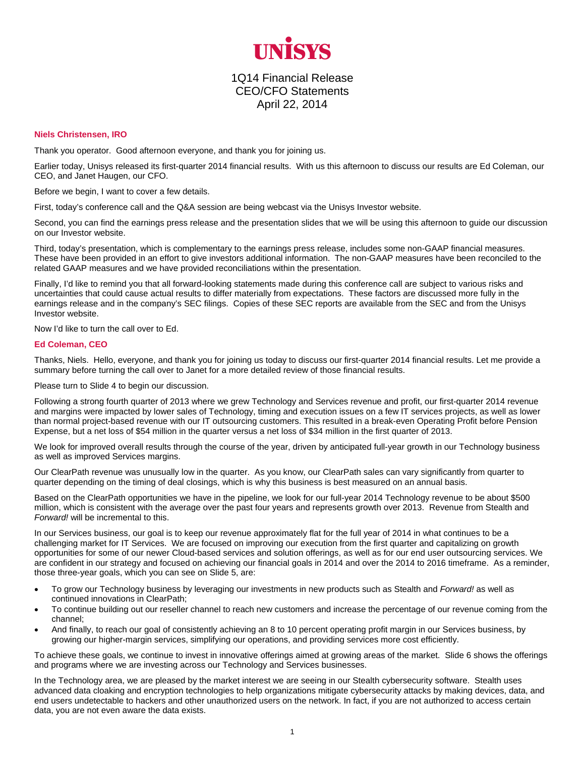# UNISYS

1Q14 Financial Release
CEO/CFO Statements
April 22, 2014

**Niels Christensen, IRO**

Thank you operator. Good afternoon everyone, and thank you for joining us.

Earlier today, Unisys released its first-quarter 2014 financial results. With us this afternoon to discuss our results are Ed Coleman, our CEO, and Janet Haugen, our CFO.

Before we begin, I want to cover a few details.

First, today's conference call and the Q&A session are being webcast via the Unisys Investor website.

Second, you can find the earnings press release and the presentation slides that we will be using this afternoon to guide our discussion on our Investor website.

Third, today's presentation, which is complementary to the earnings press release, includes some non-GAAP financial measures. These have been provided in an effort to give investors additional information. The non-GAAP measures have been reconciled to the related GAAP measures and we have provided reconciliations within the presentation.

Finally, I'd like to remind you that all forward-looking statements made during this conference call are subject to various risks and uncertainties that could cause actual results to differ materially from expectations. These factors are discussed more fully in the earnings release and in the company's SEC filings. Copies of these SEC reports are available from the SEC and from the Unisys Investor website.

Now I'd like to turn the call over to Ed.

**Ed Coleman, CEO**

Thanks, Niels. Hello, everyone, and thank you for joining us today to discuss our first-quarter 2014 financial results. Let me provide a summary before turning the call over to Janet for a more detailed review of those financial results.

Please turn to Slide 4 to begin our discussion.

Following a strong fourth quarter of 2013 where we grew Technology and Services revenue and profit, our first-quarter 2014 revenue and margins were impacted by lower sales of Technology, timing and execution issues on a few IT services projects, as well as lower than normal project-based revenue with our IT outsourcing customers. This resulted in a break-even Operating Profit before Pension Expense, but a net loss of $54 million in the quarter versus a net loss of $34 million in the first quarter of 2013.

We look for improved overall results through the course of the year, driven by anticipated full-year growth in our Technology business as well as improved Services margins.

Our ClearPath revenue was unusually low in the quarter. As you know, our ClearPath sales can vary significantly from quarter to quarter depending on the timing of deal closings, which is why this business is best measured on an annual basis.

Based on the ClearPath opportunities we have in the pipeline, we look for our full-year 2014 Technology revenue to be about $500 million, which is consistent with the average over the past four years and represents growth over 2013. Revenue from Stealth and *Forward!* will be incremental to this.

In our Services business, our goal is to keep our revenue approximately flat for the full year of 2014 in what continues to be a challenging market for IT Services. We are focused on improving our execution from the first quarter and capitalizing on growth opportunities for some of our newer Cloud-based services and solution offerings, as well as for our end user outsourcing services. We are confident in our strategy and focused on achieving our financial goals in 2014 and over the 2014 to 2016 timeframe. As a reminder, those three-year goals, which you can see on Slide 5, are:

- To grow our Technology business by leveraging our investments in new products such as Stealth and *Forward!* as well as continued innovations in ClearPath;
- To continue building out our reseller channel to reach new customers and increase the percentage of our revenue coming from the channel;
- And finally, to reach our goal of consistently achieving an 8 to 10 percent operating profit margin in our Services business, by growing our higher-margin services, simplifying our operations, and providing services more cost efficiently.

To achieve these goals, we continue to invest in innovative offerings aimed at growing areas of the market. Slide 6 shows the offerings and programs where we are investing across our Technology and Services businesses.

In the Technology area, we are pleased by the market interest we are seeing in our Stealth cybersecurity software. Stealth uses advanced data cloaking and encryption technologies to help organizations mitigate cybersecurity attacks by making devices, data, and end users undetectable to hackers and other unauthorized users on the network. In fact, if you are not authorized to access certain data, you are not even aware the data exists.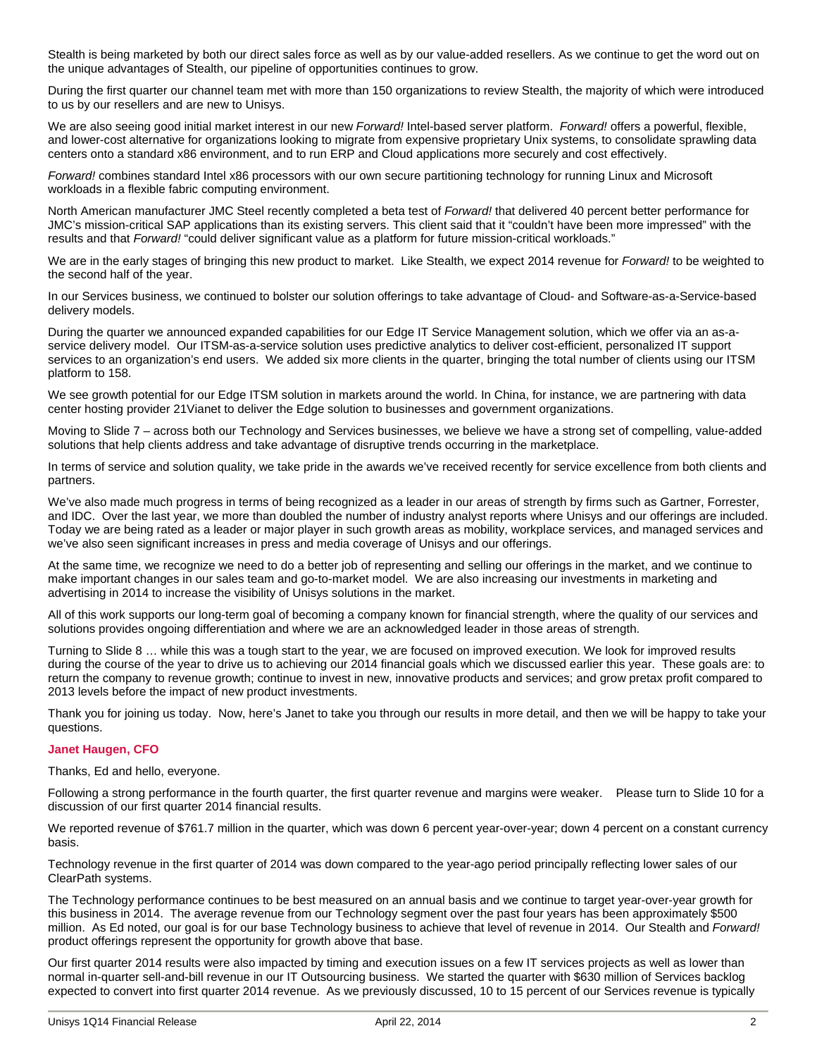Stealth is being marketed by both our direct sales force as well as by our value-added resellers. As we continue to get the word out on the unique advantages of Stealth, our pipeline of opportunities continues to grow.

During the first quarter our channel team met with more than 150 organizations to review Stealth, the majority of which were introduced to us by our resellers and are new to Unisys.

We are also seeing good initial market interest in our new *Forward!* Intel-based server platform. *Forward!* offers a powerful, flexible, and lower-cost alternative for organizations looking to migrate from expensive proprietary Unix systems, to consolidate sprawling data centers onto a standard x86 environment, and to run ERP and Cloud applications more securely and cost effectively.

*Forward!* combines standard Intel x86 processors with our own secure partitioning technology for running Linux and Microsoft workloads in a flexible fabric computing environment.

North American manufacturer JMC Steel recently completed a beta test of *Forward!* that delivered 40 percent better performance for JMC's mission-critical SAP applications than its existing servers. This client said that it "couldn't have been more impressed" with the results and that *Forward!* "could deliver significant value as a platform for future mission-critical workloads."

We are in the early stages of bringing this new product to market. Like Stealth, we expect 2014 revenue for *Forward!* to be weighted to the second half of the year.

In our Services business, we continued to bolster our solution offerings to take advantage of Cloud- and Software-as-a-Service-based delivery models.

During the quarter we announced expanded capabilities for our Edge IT Service Management solution, which we offer via an as-a-service delivery model. Our ITSM-as-a-service solution uses predictive analytics to deliver cost-efficient, personalized IT support services to an organization's end users. We added six more clients in the quarter, bringing the total number of clients using our ITSM platform to 158.

We see growth potential for our Edge ITSM solution in markets around the world. In China, for instance, we are partnering with data center hosting provider 21Vianet to deliver the Edge solution to businesses and government organizations.

Moving to Slide 7 – across both our Technology and Services businesses, we believe we have a strong set of compelling, value-added solutions that help clients address and take advantage of disruptive trends occurring in the marketplace.

In terms of service and solution quality, we take pride in the awards we've received recently for service excellence from both clients and partners.

We've also made much progress in terms of being recognized as a leader in our areas of strength by firms such as Gartner, Forrester, and IDC. Over the last year, we more than doubled the number of industry analyst reports where Unisys and our offerings are included. Today we are being rated as a leader or major player in such growth areas as mobility, workplace services, and managed services and we've also seen significant increases in press and media coverage of Unisys and our offerings.

At the same time, we recognize we need to do a better job of representing and selling our offerings in the market, and we continue to make important changes in our sales team and go-to-market model. We are also increasing our investments in marketing and advertising in 2014 to increase the visibility of Unisys solutions in the market.

All of this work supports our long-term goal of becoming a company known for financial strength, where the quality of our services and solutions provides ongoing differentiation and where we are an acknowledged leader in those areas of strength.

Turning to Slide 8 … while this was a tough start to the year, we are focused on improved execution. We look for improved results during the course of the year to drive us to achieving our 2014 financial goals which we discussed earlier this year. These goals are: to return the company to revenue growth; continue to invest in new, innovative products and services; and grow pretax profit compared to 2013 levels before the impact of new product investments.

Thank you for joining us today. Now, here's Janet to take you through our results in more detail, and then we will be happy to take your questions.

**Janet Haugen, CFO**

Thanks, Ed and hello, everyone.

Following a strong performance in the fourth quarter, the first quarter revenue and margins were weaker. Please turn to Slide 10 for a discussion of our first quarter 2014 financial results.

We reported revenue of $761.7 million in the quarter, which was down 6 percent year-over-year; down 4 percent on a constant currency basis.

Technology revenue in the first quarter of 2014 was down compared to the year-ago period principally reflecting lower sales of our ClearPath systems.

The Technology performance continues to be best measured on an annual basis and we continue to target year-over-year growth for this business in 2014. The average revenue from our Technology segment over the past four years has been approximately $500 million. As Ed noted, our goal is for our base Technology business to achieve that level of revenue in 2014. Our Stealth and *Forward!* product offerings represent the opportunity for growth above that base.

Our first quarter 2014 results were also impacted by timing and execution issues on a few IT services projects as well as lower than normal in-quarter sell-and-bill revenue in our IT Outsourcing business. We started the quarter with $630 million of Services backlog expected to convert into first quarter 2014 revenue. As we previously discussed, 10 to 15 percent of our Services revenue is typically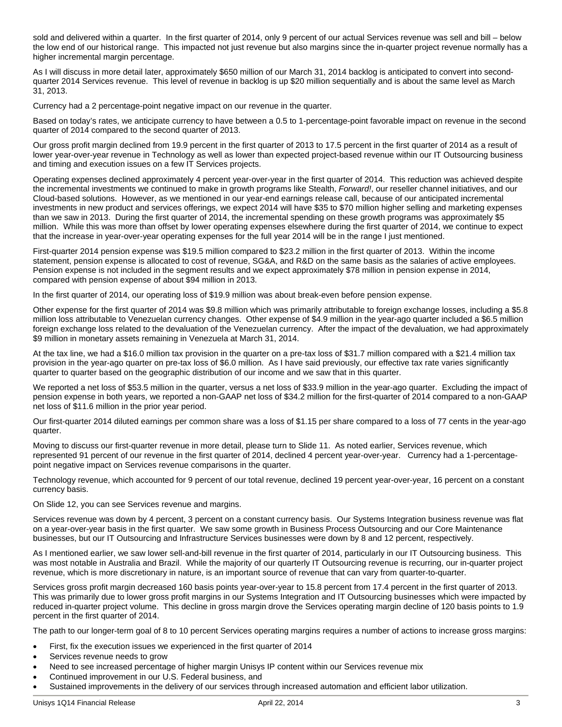sold and delivered within a quarter. In the first quarter of 2014, only 9 percent of our actual Services revenue was sell and bill – below the low end of our historical range. This impacted not just revenue but also margins since the in-quarter project revenue normally has a higher incremental margin percentage.

As I will discuss in more detail later, approximately $650 million of our March 31, 2014 backlog is anticipated to convert into second-quarter 2014 Services revenue. This level of revenue in backlog is up $20 million sequentially and is about the same level as March 31, 2013.

Currency had a 2 percentage-point negative impact on our revenue in the quarter.

Based on today's rates, we anticipate currency to have between a 0.5 to 1-percentage-point favorable impact on revenue in the second quarter of 2014 compared to the second quarter of 2013.

Our gross profit margin declined from 19.9 percent in the first quarter of 2013 to 17.5 percent in the first quarter of 2014 as a result of lower year-over-year revenue in Technology as well as lower than expected project-based revenue within our IT Outsourcing business and timing and execution issues on a few IT Services projects.

Operating expenses declined approximately 4 percent year-over-year in the first quarter of 2014. This reduction was achieved despite the incremental investments we continued to make in growth programs like Stealth, *Forward!*, our reseller channel initiatives, and our Cloud-based solutions. However, as we mentioned in our year-end earnings release call, because of our anticipated incremental investments in new product and services offerings, we expect 2014 will have $35 to $70 million higher selling and marketing expenses than we saw in 2013. During the first quarter of 2014, the incremental spending on these growth programs was approximately $5 million. While this was more than offset by lower operating expenses elsewhere during the first quarter of 2014, we continue to expect that the increase in year-over-year operating expenses for the full year 2014 will be in the range I just mentioned.

First-quarter 2014 pension expense was $19.5 million compared to $23.2 million in the first quarter of 2013. Within the income statement, pension expense is allocated to cost of revenue, SG&A, and R&D on the same basis as the salaries of active employees. Pension expense is not included in the segment results and we expect approximately $78 million in pension expense in 2014, compared with pension expense of about $94 million in 2013.

In the first quarter of 2014, our operating loss of $19.9 million was about break-even before pension expense.

Other expense for the first quarter of 2014 was $9.8 million which was primarily attributable to foreign exchange losses, including a $5.8 million loss attributable to Venezuelan currency changes. Other expense of $4.9 million in the year-ago quarter included a $6.5 million foreign exchange loss related to the devaluation of the Venezuelan currency. After the impact of the devaluation, we had approximately $9 million in monetary assets remaining in Venezuela at March 31, 2014.

At the tax line, we had a $16.0 million tax provision in the quarter on a pre-tax loss of $31.7 million compared with a $21.4 million tax provision in the year-ago quarter on pre-tax loss of $6.0 million. As I have said previously, our effective tax rate varies significantly quarter to quarter based on the geographic distribution of our income and we saw that in this quarter.

We reported a net loss of $53.5 million in the quarter, versus a net loss of $33.9 million in the year-ago quarter. Excluding the impact of pension expense in both years, we reported a non-GAAP net loss of $34.2 million for the first-quarter of 2014 compared to a non-GAAP net loss of $11.6 million in the prior year period.

Our first-quarter 2014 diluted earnings per common share was a loss of $1.15 per share compared to a loss of 77 cents in the year-ago quarter.

Moving to discuss our first-quarter revenue in more detail, please turn to Slide 11. As noted earlier, Services revenue, which represented 91 percent of our revenue in the first quarter of 2014, declined 4 percent year-over-year. Currency had a 1-percentage-point negative impact on Services revenue comparisons in the quarter.

Technology revenue, which accounted for 9 percent of our total revenue, declined 19 percent year-over-year, 16 percent on a constant currency basis.

On Slide 12, you can see Services revenue and margins.

Services revenue was down by 4 percent, 3 percent on a constant currency basis. Our Systems Integration business revenue was flat on a year-over-year basis in the first quarter. We saw some growth in Business Process Outsourcing and our Core Maintenance businesses, but our IT Outsourcing and Infrastructure Services businesses were down by 8 and 12 percent, respectively.

As I mentioned earlier, we saw lower sell-and-bill revenue in the first quarter of 2014, particularly in our IT Outsourcing business. This was most notable in Australia and Brazil. While the majority of our quarterly IT Outsourcing revenue is recurring, our in-quarter project revenue, which is more discretionary in nature, is an important source of revenue that can vary from quarter-to-quarter.

Services gross profit margin decreased 160 basis points year-over-year to 15.8 percent from 17.4 percent in the first quarter of 2013. This was primarily due to lower gross profit margins in our Systems Integration and IT Outsourcing businesses which were impacted by reduced in-quarter project volume. This decline in gross margin drove the Services operating margin decline of 120 basis points to 1.9 percent in the first quarter of 2014.

The path to our longer-term goal of 8 to 10 percent Services operating margins requires a number of actions to increase gross margins:

- First, fix the execution issues we experienced in the first quarter of 2014
- Services revenue needs to grow
- Need to see increased percentage of higher margin Unisys IP content within our Services revenue mix
- Continued improvement in our U.S. Federal business, and
- Sustained improvements in the delivery of our services through increased automation and efficient labor utilization.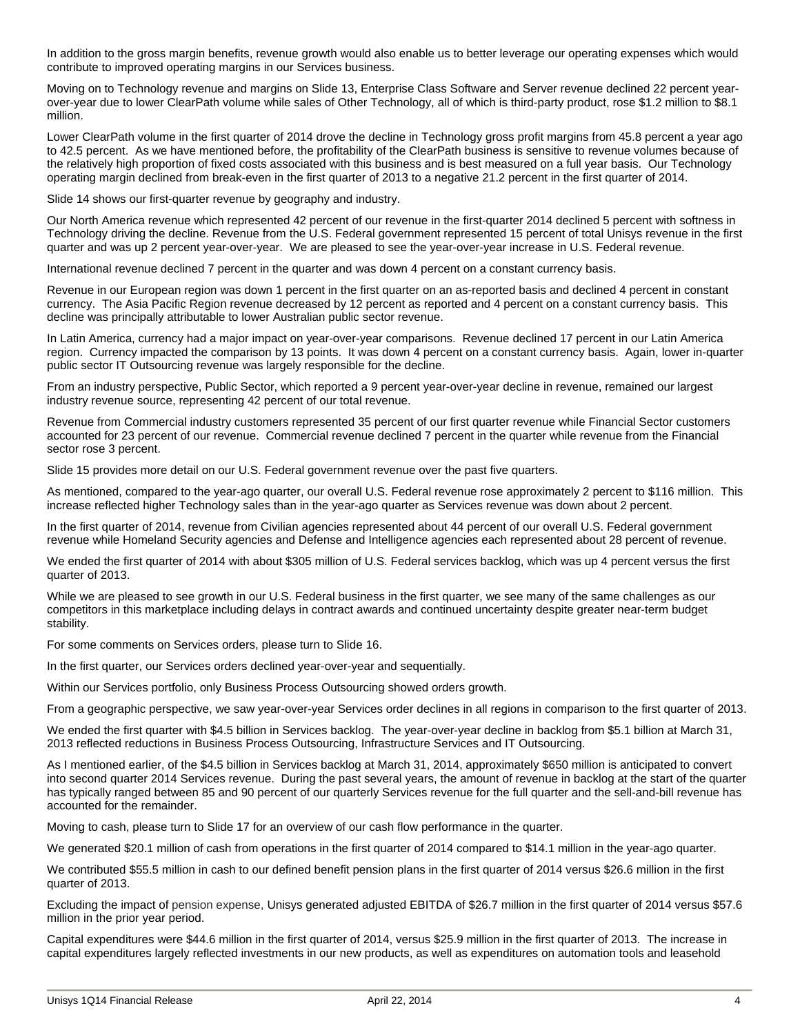In addition to the gross margin benefits, revenue growth would also enable us to better leverage our operating expenses which would contribute to improved operating margins in our Services business.

Moving on to Technology revenue and margins on Slide 13, Enterprise Class Software and Server revenue declined 22 percent year-over-year due to lower ClearPath volume while sales of Other Technology, all of which is third-party product, rose $1.2 million to $8.1 million.

Lower ClearPath volume in the first quarter of 2014 drove the decline in Technology gross profit margins from 45.8 percent a year ago to 42.5 percent. As we have mentioned before, the profitability of the ClearPath business is sensitive to revenue volumes because of the relatively high proportion of fixed costs associated with this business and is best measured on a full year basis. Our Technology operating margin declined from break-even in the first quarter of 2013 to a negative 21.2 percent in the first quarter of 2014.

Slide 14 shows our first-quarter revenue by geography and industry.

Our North America revenue which represented 42 percent of our revenue in the first-quarter 2014 declined 5 percent with softness in Technology driving the decline. Revenue from the U.S. Federal government represented 15 percent of total Unisys revenue in the first quarter and was up 2 percent year-over-year. We are pleased to see the year-over-year increase in U.S. Federal revenue.

International revenue declined 7 percent in the quarter and was down 4 percent on a constant currency basis.

Revenue in our European region was down 1 percent in the first quarter on an as-reported basis and declined 4 percent in constant currency. The Asia Pacific Region revenue decreased by 12 percent as reported and 4 percent on a constant currency basis. This decline was principally attributable to lower Australian public sector revenue.

In Latin America, currency had a major impact on year-over-year comparisons. Revenue declined 17 percent in our Latin America region. Currency impacted the comparison by 13 points. It was down 4 percent on a constant currency basis. Again, lower in-quarter public sector IT Outsourcing revenue was largely responsible for the decline.

From an industry perspective, Public Sector, which reported a 9 percent year-over-year decline in revenue, remained our largest industry revenue source, representing 42 percent of our total revenue.

Revenue from Commercial industry customers represented 35 percent of our first quarter revenue while Financial Sector customers accounted for 23 percent of our revenue. Commercial revenue declined 7 percent in the quarter while revenue from the Financial sector rose 3 percent.

Slide 15 provides more detail on our U.S. Federal government revenue over the past five quarters.

As mentioned, compared to the year-ago quarter, our overall U.S. Federal revenue rose approximately 2 percent to $116 million. This increase reflected higher Technology sales than in the year-ago quarter as Services revenue was down about 2 percent.

In the first quarter of 2014, revenue from Civilian agencies represented about 44 percent of our overall U.S. Federal government revenue while Homeland Security agencies and Defense and Intelligence agencies each represented about 28 percent of revenue.

We ended the first quarter of 2014 with about $305 million of U.S. Federal services backlog, which was up 4 percent versus the first quarter of 2013.

While we are pleased to see growth in our U.S. Federal business in the first quarter, we see many of the same challenges as our competitors in this marketplace including delays in contract awards and continued uncertainty despite greater near-term budget stability.

For some comments on Services orders, please turn to Slide 16.

In the first quarter, our Services orders declined year-over-year and sequentially.

Within our Services portfolio, only Business Process Outsourcing showed orders growth.

From a geographic perspective, we saw year-over-year Services order declines in all regions in comparison to the first quarter of 2013.

We ended the first quarter with $4.5 billion in Services backlog. The year-over-year decline in backlog from $5.1 billion at March 31, 2013 reflected reductions in Business Process Outsourcing, Infrastructure Services and IT Outsourcing.

As I mentioned earlier, of the $4.5 billion in Services backlog at March 31, 2014, approximately $650 million is anticipated to convert into second quarter 2014 Services revenue. During the past several years, the amount of revenue in backlog at the start of the quarter has typically ranged between 85 and 90 percent of our quarterly Services revenue for the full quarter and the sell-and-bill revenue has accounted for the remainder.

Moving to cash, please turn to Slide 17 for an overview of our cash flow performance in the quarter.

We generated $20.1 million of cash from operations in the first quarter of 2014 compared to $14.1 million in the year-ago quarter.

We contributed $55.5 million in cash to our defined benefit pension plans in the first quarter of 2014 versus $26.6 million in the first quarter of 2013.

Excluding the impact of pension expense, Unisys generated adjusted EBITDA of $26.7 million in the first quarter of 2014 versus $57.6 million in the prior year period.

Capital expenditures were $44.6 million in the first quarter of 2014, versus $25.9 million in the first quarter of 2013. The increase in capital expenditures largely reflected investments in our new products, as well as expenditures on automation tools and leasehold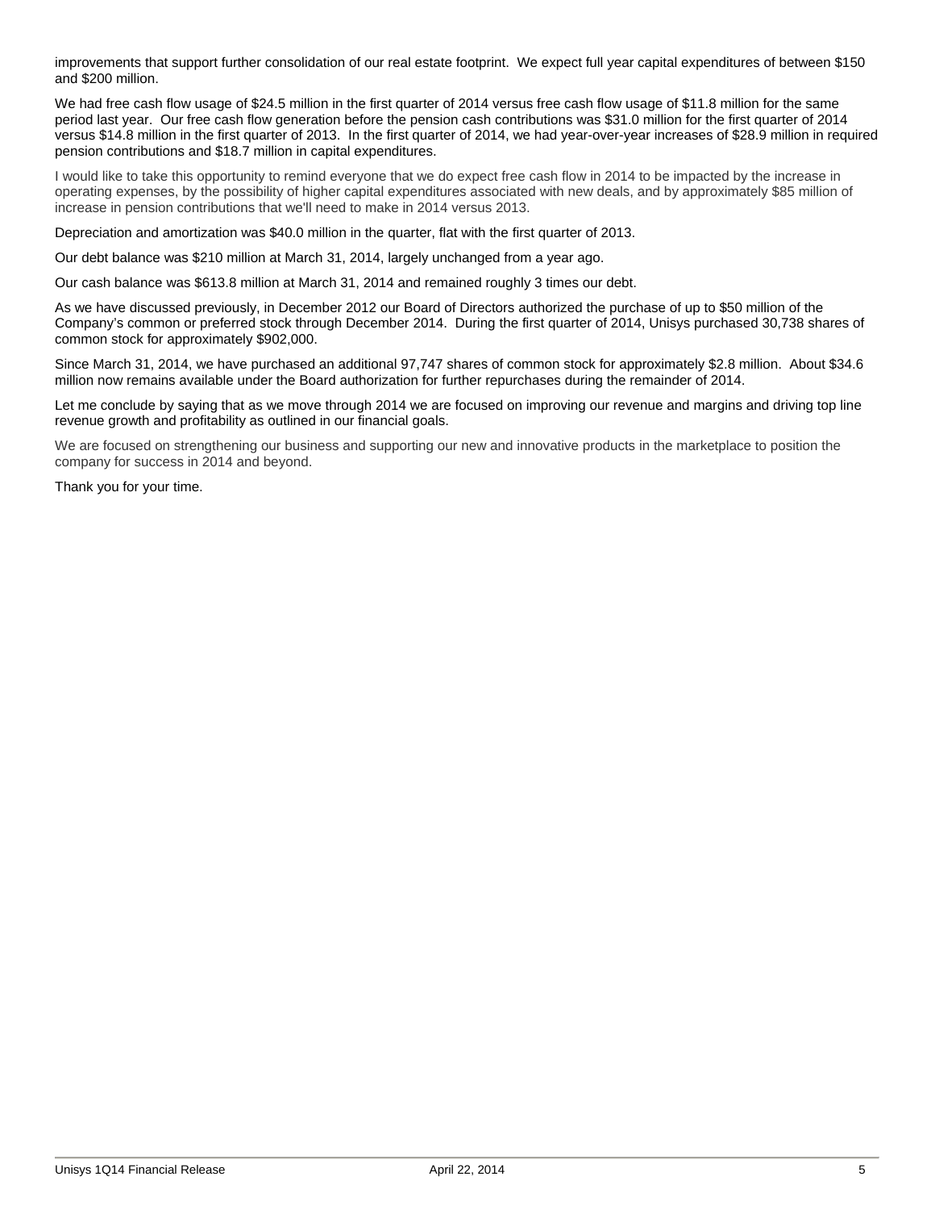improvements that support further consolidation of our real estate footprint. We expect full year capital expenditures of between $150 and $200 million.

We had free cash flow usage of $24.5 million in the first quarter of 2014 versus free cash flow usage of $11.8 million for the same period last year. Our free cash flow generation before the pension cash contributions was $31.0 million for the first quarter of 2014 versus $14.8 million in the first quarter of 2013. In the first quarter of 2014, we had year-over-year increases of $28.9 million in required pension contributions and $18.7 million in capital expenditures.

I would like to take this opportunity to remind everyone that we do expect free cash flow in 2014 to be impacted by the increase in operating expenses, by the possibility of higher capital expenditures associated with new deals, and by approximately $85 million of increase in pension contributions that we'll need to make in 2014 versus 2013.

Depreciation and amortization was $40.0 million in the quarter, flat with the first quarter of 2013.

Our debt balance was $210 million at March 31, 2014, largely unchanged from a year ago.

Our cash balance was $613.8 million at March 31, 2014 and remained roughly 3 times our debt.

As we have discussed previously, in December 2012 our Board of Directors authorized the purchase of up to $50 million of the Company's common or preferred stock through December 2014. During the first quarter of 2014, Unisys purchased 30,738 shares of common stock for approximately $902,000.

Since March 31, 2014, we have purchased an additional 97,747 shares of common stock for approximately $2.8 million. About $34.6 million now remains available under the Board authorization for further repurchases during the remainder of 2014.

Let me conclude by saying that as we move through 2014 we are focused on improving our revenue and margins and driving top line revenue growth and profitability as outlined in our financial goals.

We are focused on strengthening our business and supporting our new and innovative products in the marketplace to position the company for success in 2014 and beyond.

Thank you for your time.